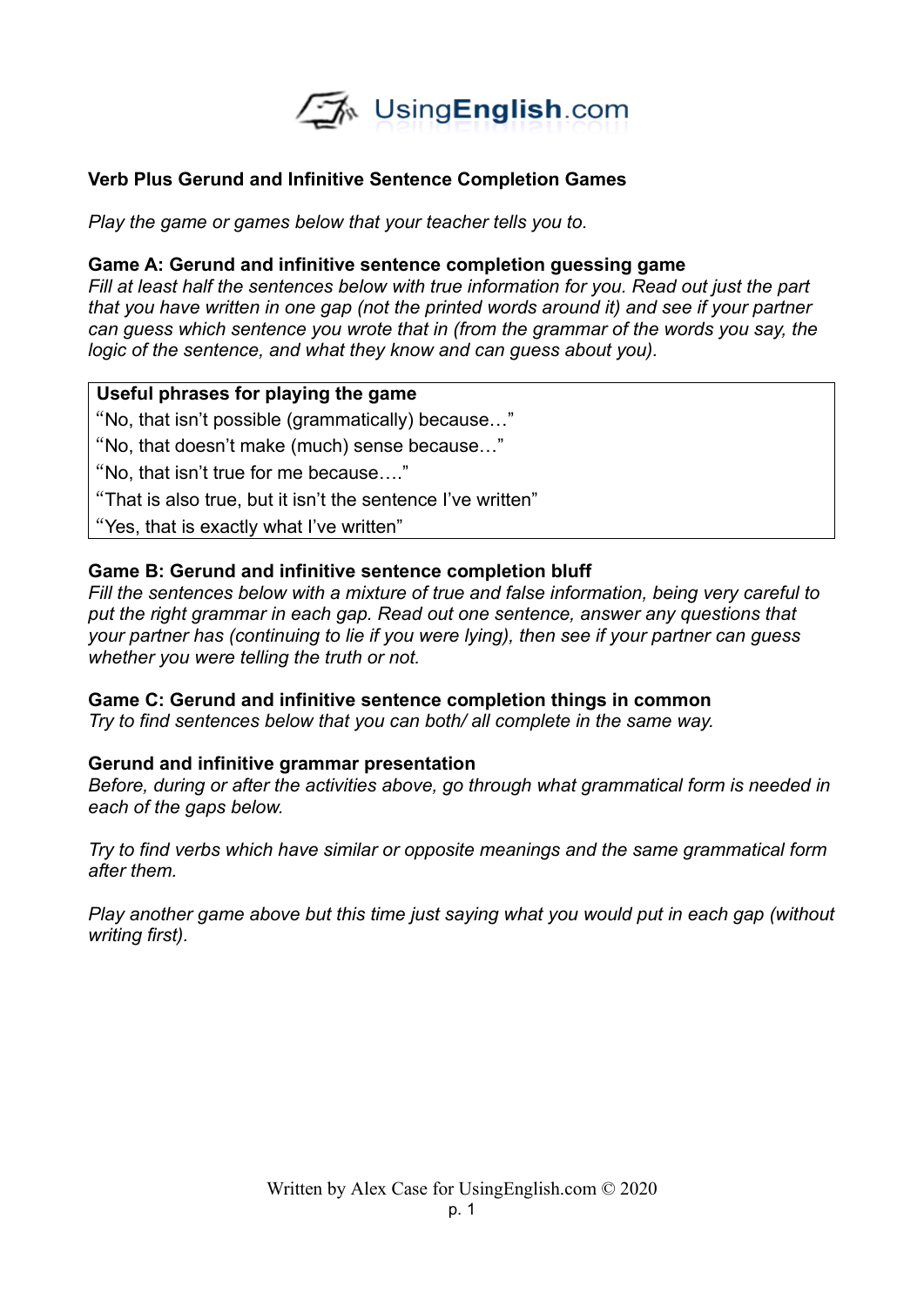UsingEnglish.com

**Verb Plus Gerund and Infinitive Sentence Completion Games**

*Play the game or games below that your teacher tells you to.*

**Game A: Gerund and infinitive sentence completion guessing game**
*Fill at least half the sentences below with true information for you. Read out just the part that you have written in one gap (not the printed words around it) and see if your partner can guess which sentence you wrote that in (from the grammar of the words you say, the logic of the sentence, and what they know and can guess about you).*

| **Useful phrases for playing the game** |
| --- |
| "No, that isn't possible (grammatically) because…" |
| "No, that doesn't make (much) sense because…" |
| "No, that isn't true for me because…." |
| "That is also true, but it isn't the sentence I've written" |
| "Yes, that is exactly what I've written" |

**Game B: Gerund and infinitive sentence completion bluff**
*Fill the sentences below with a mixture of true and false information, being very careful to put the right grammar in each gap. Read out one sentence, answer any questions that your partner has (continuing to lie if you were lying), then see if your partner can guess whether you were telling the truth or not.*

**Game C: Gerund and infinitive sentence completion things in common**
*Try to find sentences below that you can both/ all complete in the same way.*

**Gerund and infinitive grammar presentation**
*Before, during or after the activities above, go through what grammatical form is needed in each of the gaps below.*

*Try to find verbs which have similar or opposite meanings and the same grammatical form after them.*

*Play another game above but this time just saying what you would put in each gap (without writing first).*

Written by Alex Case for UsingEnglish.com © 2020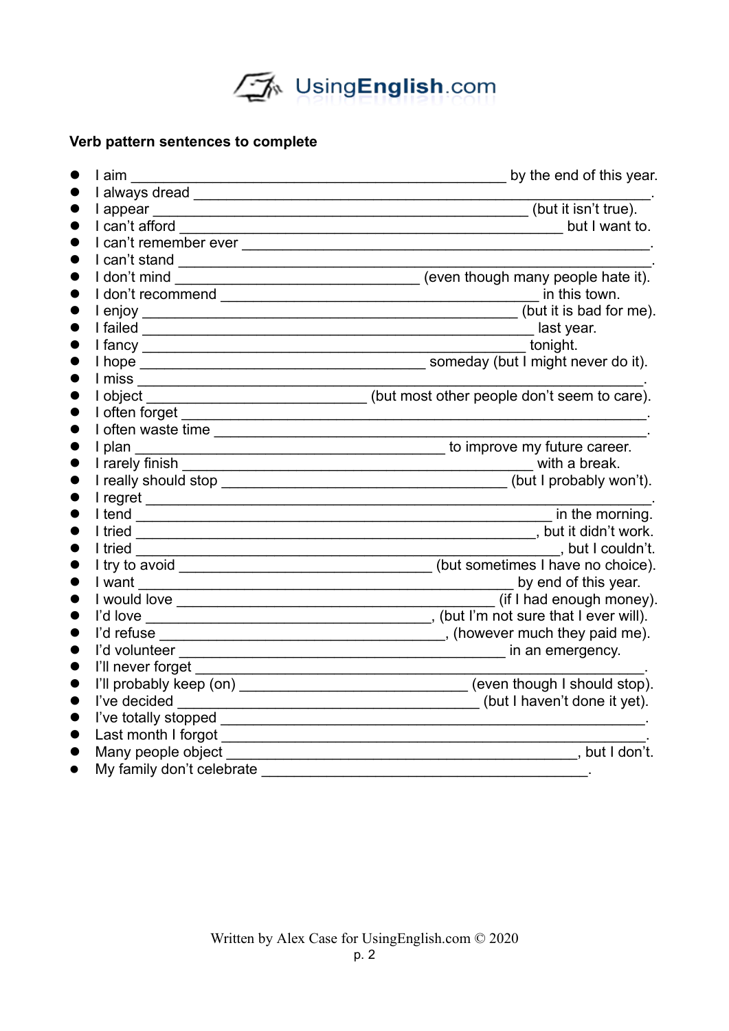UsingEnglish.com

**Verb pattern sentences to complete**

- I aim ____________________________________________ by the end of this year.
- I always dread ____________________________________________.
- I appear ____________________________________________ (but it isn't true).
- I can't afford ____________________________________________ but I want to.
- I can't remember ever ____________________________________________.
- I can't stand ____________________________________________.
- I don't mind ____________________________ (even though many people hate it).
- I don't recommend _____________________________________ in this town.
- I enjoy ____________________________________________ (but it is bad for me).
- I failed ____________________________________________ last year.
- I fancy ____________________________________________ tonight.
- I hope _________________________________ someday (but I might never do it).
- I miss ____________________________________________.
- I object __________________________ (but most other people don't seem to care).
- I often forget ____________________________________________.
- I often waste time ____________________________________________.
- I plan ____________________________________ to improve my future career.
- I rarely finish _________________________________________ with a break.
- I really should stop _________________________________ (but I probably won't).
- I regret ____________________________________________.
- I tend ____________________________________________ in the morning.
- I tried ____________________________________________, but it didn't work.
- I tried ____________________________________________, but I couldn't.
- I try to avoid ______________________________ (but sometimes I have no choice).
- I want ____________________________________________ by end of this year.
- I would love ______________________________________ (if I had enough money).
- I'd love __________________________________, (but I'm not sure that I ever will).
- I'd refuse __________________________________, (however much they paid me).
- I'd volunteer _______________________________________ in an emergency.
- I'll never forget ____________________________________________.
- I'll probably keep (on) ___________________________ (even though I should stop).
- I've decided ____________________________________ (but I haven't done it yet).
- I've totally stopped ____________________________________________.
- Last month I forgot ____________________________________________.
- Many people object ____________________________________________, but I don't.
- My family don't celebrate _______________________________________.

Written by Alex Case for UsingEnglish.com © 2020